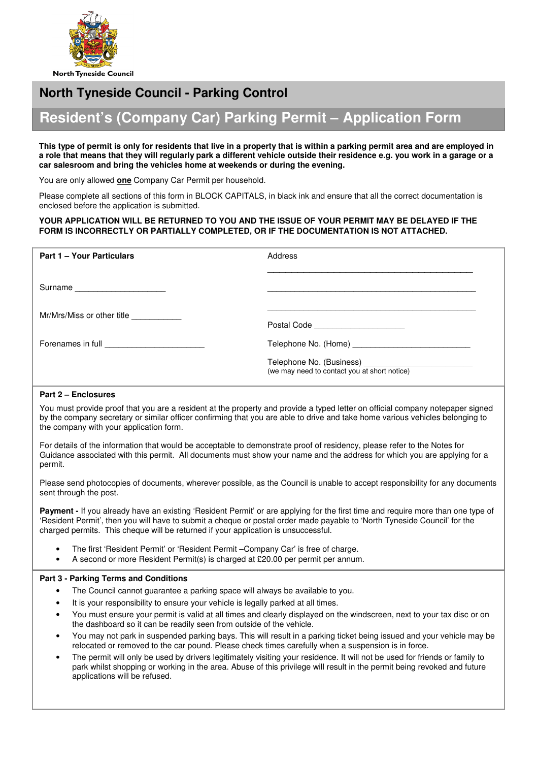North Tyneside Council

# North Tyneside Council - Parking Control

## Resident's (Company Car) Parking Permit – Application Form

**This type of permit is only for residents that live in a property that is within a parking permit area and are employed in a role that means that they will regularly park a different vehicle outside their residence e.g. you work in a garage or a car salesroom and bring the vehicles home at weekends or during the evening.**

You are only allowed **one** Company Car Permit per household.

Please complete all sections of this form in BLOCK CAPITALS, in black ink and ensure that all the correct documentation is enclosed before the application is submitted.

**YOUR APPLICATION WILL BE RETURNED TO YOU AND THE ISSUE OF YOUR PERMIT MAY BE DELAYED IF THE FORM IS INCORRECTLY OR PARTIALLY COMPLETED, OR IF THE DOCUMENTATION IS NOT ATTACHED.**

**Part 1 – Your Particulars**

Surname ____________________

Mr/Mrs/Miss or other title ___________

Forenames in full ______________________

Address

_____________________________________________

_____________________________________________

_____________________________________________

Postal Code ____________________

Telephone No. (Home) _________________________

Telephone No. (Business) _______________________
(we may need to contact you at short notice)

**Part 2 – Enclosures**

You must provide proof that you are a resident at the property and provide a typed letter on official company notepaper signed by the company secretary or similar officer confirming that you are able to drive and take home various vehicles belonging to the company with your application form.

For details of the information that would be acceptable to demonstrate proof of residency, please refer to the Notes for Guidance associated with this permit. All documents must show your name and the address for which you are applying for a permit.

Please send photocopies of documents, wherever possible, as the Council is unable to accept responsibility for any documents sent through the post.

**Payment -** If you already have an existing 'Resident Permit' or are applying for the first time and require more than one type of 'Resident Permit', then you will have to submit a cheque or postal order made payable to 'North Tyneside Council' for the charged permits. This cheque will be returned if your application is unsuccessful.

- The first 'Resident Permit' or 'Resident Permit –Company Car' is free of charge.
- A second or more Resident Permit(s) is charged at £20.00 per permit per annum.

**Part 3 - Parking Terms and Conditions**

- The Council cannot guarantee a parking space will always be available to you.
- It is your responsibility to ensure your vehicle is legally parked at all times.
- You must ensure your permit is valid at all times and clearly displayed on the windscreen, next to your tax disc or on the dashboard so it can be readily seen from outside of the vehicle.
- You may not park in suspended parking bays. This will result in a parking ticket being issued and your vehicle may be relocated or removed to the car pound. Please check times carefully when a suspension is in force.
- The permit will only be used by drivers legitimately visiting your residence. It will not be used for friends or family to park whilst shopping or working in the area. Abuse of this privilege will result in the permit being revoked and future applications will be refused.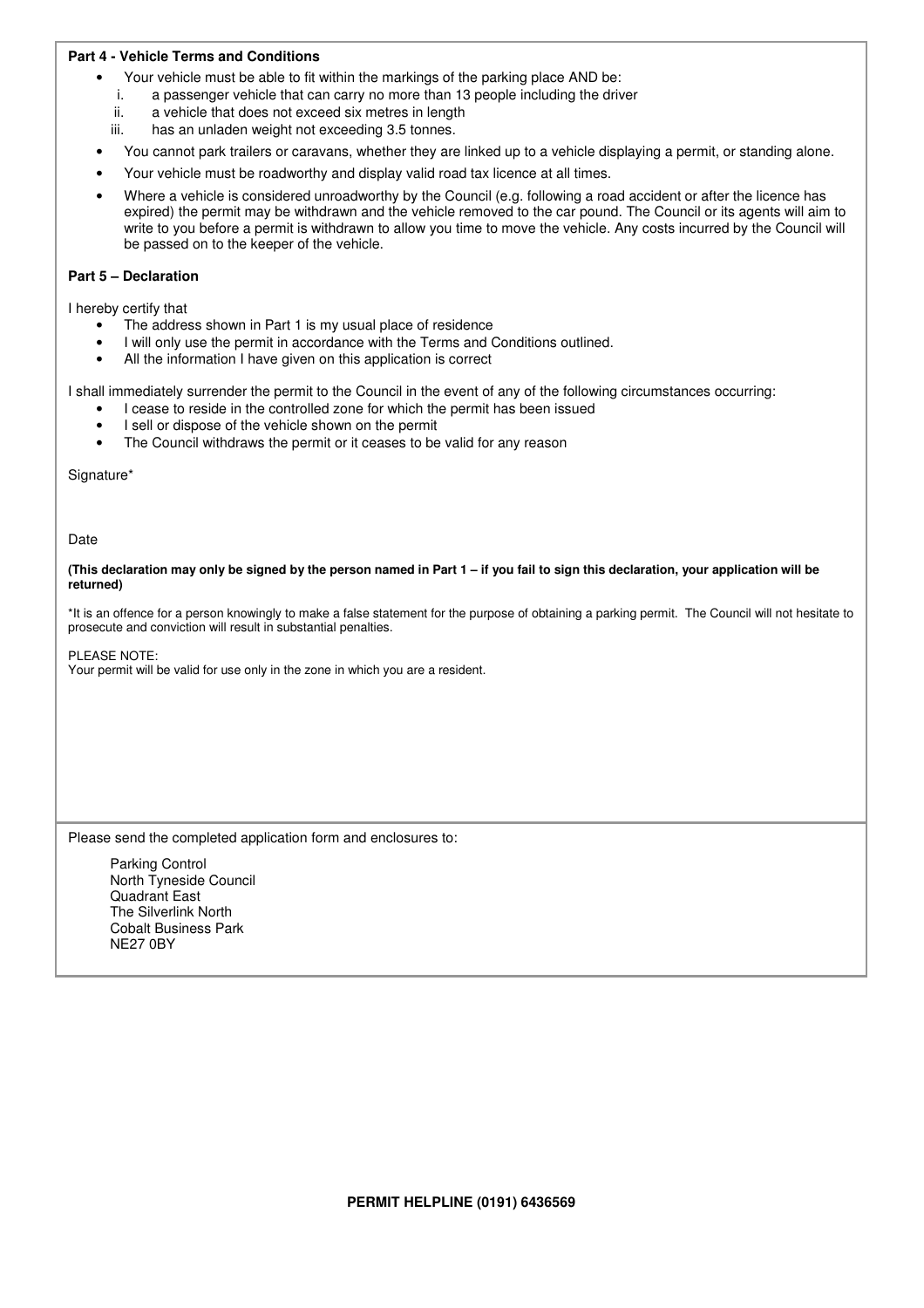**Part 4 - Vehicle Terms and Conditions**

- Your vehicle must be able to fit within the markings of the parking place AND be:
  1. a passenger vehicle that can carry no more than 13 people including the driver
  2. a vehicle that does not exceed six metres in length
  3. has an unladen weight not exceeding 3.5 tonnes.
- You cannot park trailers or caravans, whether they are linked up to a vehicle displaying a permit, or standing alone.
- Your vehicle must be roadworthy and display valid road tax licence at all times.
- Where a vehicle is considered unroadworthy by the Council (e.g. following a road accident or after the licence has expired) the permit may be withdrawn and the vehicle removed to the car pound. The Council or its agents will aim to write to you before a permit is withdrawn to allow you time to move the vehicle. Any costs incurred by the Council will be passed on to the keeper of the vehicle.

**Part 5 – Declaration**

I hereby certify that

- The address shown in Part 1 is my usual place of residence
- I will only use the permit in accordance with the Terms and Conditions outlined.
- All the information I have given on this application is correct

I shall immediately surrender the permit to the Council in the event of any of the following circumstances occurring:

- I cease to reside in the controlled zone for which the permit has been issued
- I sell or dispose of the vehicle shown on the permit
- The Council withdraws the permit or it ceases to be valid for any reason

Signature*

Date

**(This declaration may only be signed by the person named in Part 1 – if you fail to sign this declaration, your application will be returned)**

*It is an offence for a person knowingly to make a false statement for the purpose of obtaining a parking permit. The Council will not hesitate to prosecute and conviction will result in substantial penalties.

PLEASE NOTE:
Your permit will be valid for use only in the zone in which you are a resident.

Please send the completed application form and enclosures to:

Parking Control
North Tyneside Council
Quadrant East
The Silverlink North
Cobalt Business Park
NE27 0BY

**PERMIT HELPLINE (0191) 6436569**